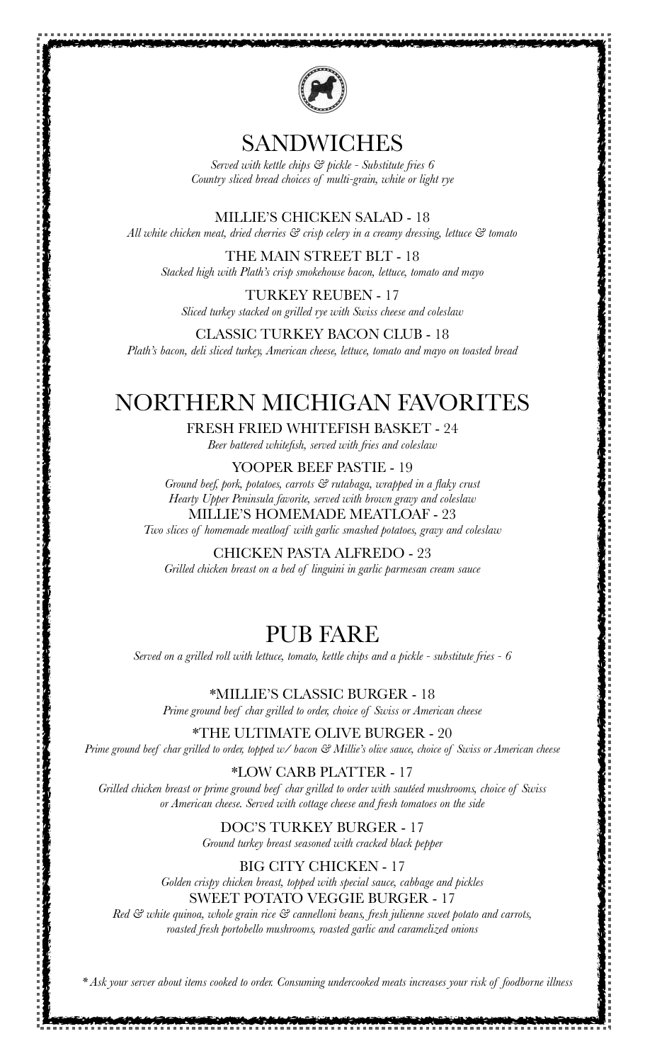# SANDWICHES

*Served with kettle chips & pickle - Substitute fries 6*
*Country sliced bread choices of multi-grain, white or light rye*

MILLIE'S CHICKEN SALAD - 18
*All white chicken meat, dried cherries & crisp celery in a creamy dressing, lettuce & tomato*

THE MAIN STREET BLT - 18
*Stacked high with Plath's crisp smokehouse bacon, lettuce, tomato and mayo*

TURKEY REUBEN - 17
*Sliced turkey stacked on grilled rye with Swiss cheese and coleslaw*

CLASSIC TURKEY BACON CLUB - 18
*Plath's bacon, deli sliced turkey, American cheese, lettuce, tomato and mayo on toasted bread*

# NORTHERN MICHIGAN FAVORITES

FRESH FRIED WHITEFISH BASKET - 24
*Beer battered whitefish, served with fries and coleslaw*

YOOPER BEEF PASTIE - 19
*Ground beef, pork, potatoes, carrots & rutabaga, wrapped in a flaky crust*
*Hearty Upper Peninsula favorite, served with brown gravy and coleslaw*

MILLIE'S HOMEMADE MEATLOAF - 23
*Two slices of homemade meatloaf with garlic smashed potatoes, gravy and coleslaw*

CHICKEN PASTA ALFREDO - 23
*Grilled chicken breast on a bed of linguini in garlic parmesan cream sauce*

# PUB FARE

*Served on a grilled roll with lettuce, tomato, kettle chips and a pickle - substitute fries - 6*

*MILLIE'S CLASSIC BURGER - 18
*Prime ground beef char grilled to order, choice of Swiss or American cheese*

*THE ULTIMATE OLIVE BURGER - 20
*Prime ground beef char grilled to order, topped w/ bacon & Millie's olive sauce, choice of Swiss or American cheese*

*LOW CARB PLATTER - 17
*Grilled chicken breast or prime ground beef char grilled to order with sautéed mushrooms, choice of Swiss or American cheese. Served with cottage cheese and fresh tomatoes on the side*

DOC'S TURKEY BURGER - 17
*Ground turkey breast seasoned with cracked black pepper*

BIG CITY CHICKEN - 17
*Golden crispy chicken breast, topped with special sauce, cabbage and pickles*

SWEET POTATO VEGGIE BURGER - 17
*Red & white quinoa, whole grain rice & cannelloni beans, fresh julienne sweet potato and carrots, roasted fresh portobello mushrooms, roasted garlic and caramelized onions*

*\* Ask your server about items cooked to order. Consuming undercooked meats increases your risk of foodborne illness*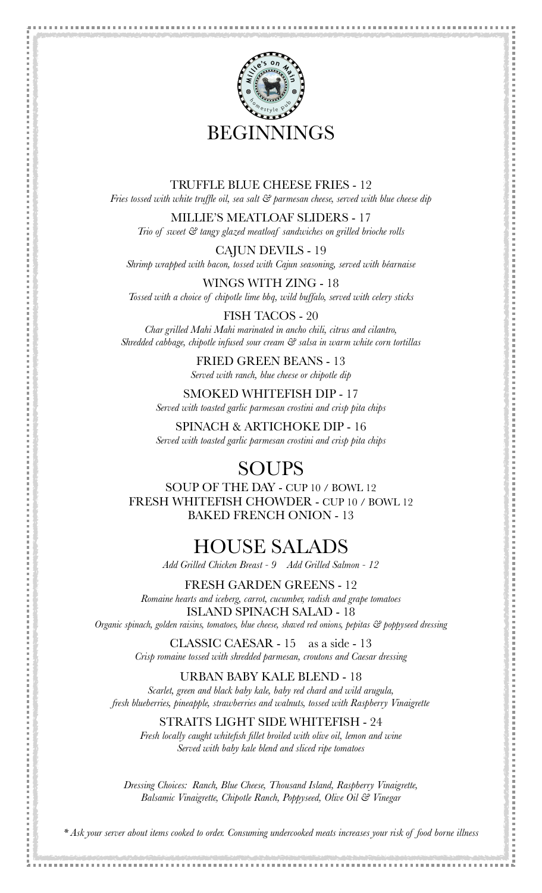# BEGINNINGS

TRUFFLE BLUE CHEESE FRIES - 12
*Fries tossed with white truffle oil, sea salt & parmesan cheese, served with blue cheese dip*

MILLIE'S MEATLOAF SLIDERS - 17
*Trio of sweet & tangy glazed meatloaf sandwiches on grilled brioche rolls*

CAJUN DEVILS - 19
*Shrimp wrapped with bacon, tossed with Cajun seasoning, served with béarnaise*

WINGS WITH ZING - 18
*Tossed with a choice of chipotle lime bbq, wild buffalo, served with celery sticks*

FISH TACOS - 20
*Char grilled Mahi Mahi marinated in ancho chili, citrus and cilantro,*
*Shredded cabbage, chipotle infused sour cream & salsa in warm white corn tortillas*

FRIED GREEN BEANS - 13
*Served with ranch, blue cheese or chipotle dip*

SMOKED WHITEFISH DIP - 17
*Served with toasted garlic parmesan crostini and crisp pita chips*

SPINACH & ARTICHOKE DIP - 16
*Served with toasted garlic parmesan crostini and crisp pita chips*

# SOUPS

SOUP OF THE DAY - CUP 10 / BOWL 12
FRESH WHITEFISH CHOWDER - CUP 10 / BOWL 12
BAKED FRENCH ONION - 13

# HOUSE SALADS

*Add Grilled Chicken Breast - 9 Add Grilled Salmon - 12*

FRESH GARDEN GREENS - 12
*Romaine hearts and iceberg, carrot, cucumber, radish and grape tomatoes*

ISLAND SPINACH SALAD - 18
*Organic spinach, golden raisins, tomatoes, blue cheese, shaved red onions, pepitas & poppyseed dressing*

CLASSIC CAESAR - 15 as a side - 13
*Crisp romaine tossed with shredded parmesan, croutons and Caesar dressing*

URBAN BABY KALE BLEND - 18
*Scarlet, green and black baby kale, baby red chard and wild arugula,*
*fresh blueberries, pineapple, strawberries and walnuts, tossed with Raspberry Vinaigrette*

STRAITS LIGHT SIDE WHITEFISH - 24
*Fresh locally caught whitefish fillet broiled with olive oil, lemon and wine*
*Served with baby kale blend and sliced ripe tomatoes*

*Dressing Choices: Ranch, Blue Cheese, Thousand Island, Raspberry Vinaigrette, Balsamic Vinaigrette, Chipotle Ranch, Poppyseed, Olive Oil & Vinegar*

*\* Ask your server about items cooked to order. Consuming undercooked meats increases your risk of food borne illness*